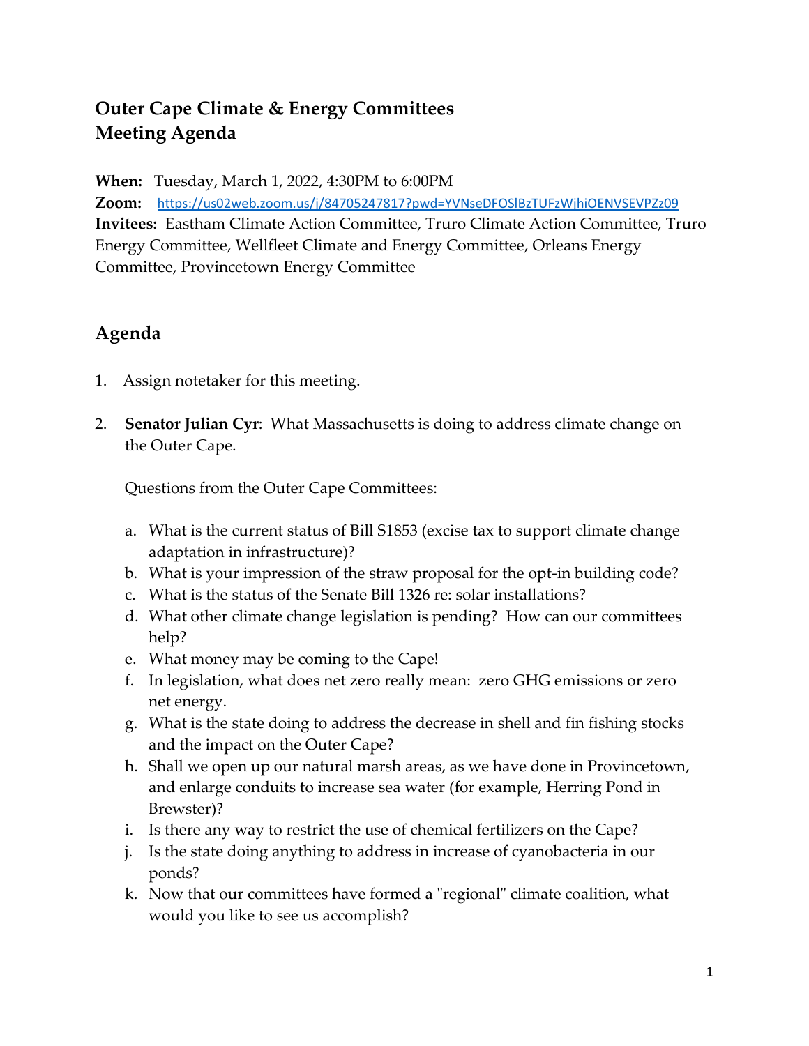# Outer Cape Climate & Energy Committees
# Meeting Agenda

**When:** Tuesday, March 1, 2022, 4:30PM to 6:00PM
**Zoom:** https://us02web.zoom.us/j/84705247817?pwd=YVNseDFOSlBzTUFzWjhiOENVSEVPZz09
**Invitees:** Eastham Climate Action Committee, Truro Climate Action Committee, Truro Energy Committee, Wellfleet Climate and Energy Committee, Orleans Energy Committee, Provincetown Energy Committee

## Agenda

1. Assign notetaker for this meeting.

2. **Senator Julian Cyr**: What Massachusetts is doing to address climate change on the Outer Cape.

   Questions from the Outer Cape Committees:

   a. What is the current status of Bill S1853 (excise tax to support climate change adaptation in infrastructure)?
   b. What is your impression of the straw proposal for the opt-in building code?
   c. What is the status of the Senate Bill 1326 re: solar installations?
   d. What other climate change legislation is pending? How can our committees help?
   e. What money may be coming to the Cape!
   f. In legislation, what does net zero really mean: zero GHG emissions or zero net energy.
   g. What is the state doing to address the decrease in shell and fin fishing stocks and the impact on the Outer Cape?
   h. Shall we open up our natural marsh areas, as we have done in Provincetown, and enlarge conduits to increase sea water (for example, Herring Pond in Brewster)?
   i. Is there any way to restrict the use of chemical fertilizers on the Cape?
   j. Is the state doing anything to address in increase of cyanobacteria in our ponds?
   k. Now that our committees have formed a "regional" climate coalition, what would you like to see us accomplish?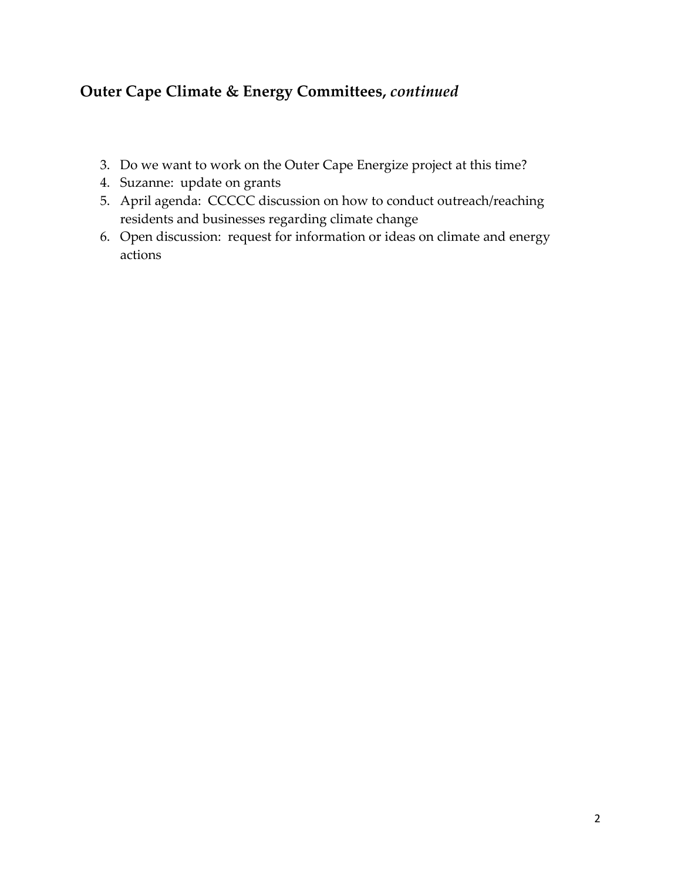## **Outer Cape Climate & Energy Committees,** *continued*

3. Do we want to work on the Outer Cape Energize project at this time?
4. Suzanne: update on grants
5. April agenda: CCCCC discussion on how to conduct outreach/reaching residents and businesses regarding climate change
6. Open discussion: request for information or ideas on climate and energy actions